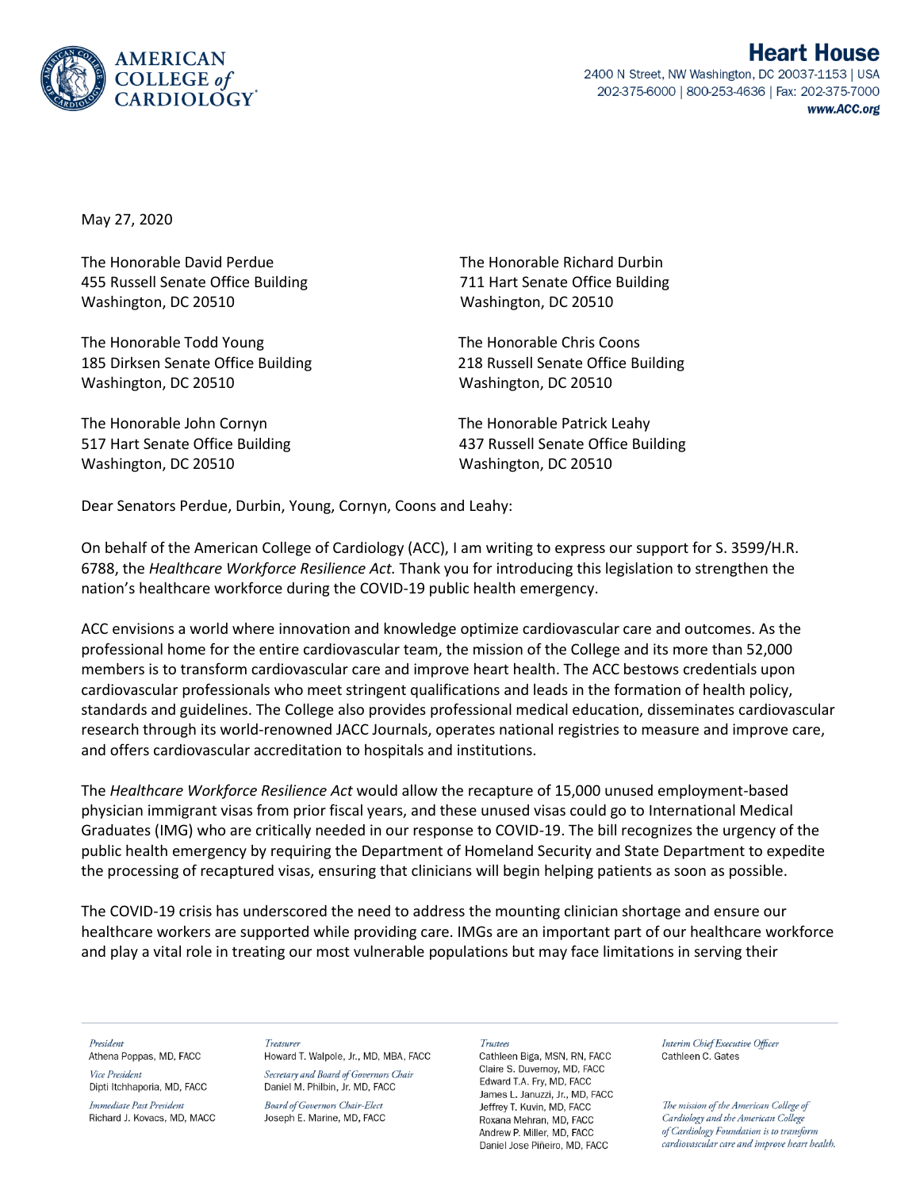**AMERICAN COLLEGE of CARDIOLOGY**

**Heart House**
2400 N Street, NW Washington, DC 20037-1153 | USA
202-375-6000 | 800-253-4636 | Fax: 202-375-7000
***www.ACC.org***

May 27, 2020

The Honorable David Perdue
455 Russell Senate Office Building
Washington, DC 20510

The Honorable Richard Durbin
711 Hart Senate Office Building
Washington, DC 20510

The Honorable Todd Young
185 Dirksen Senate Office Building
Washington, DC 20510

The Honorable Chris Coons
218 Russell Senate Office Building
Washington, DC 20510

The Honorable John Cornyn
517 Hart Senate Office Building
Washington, DC 20510

The Honorable Patrick Leahy
437 Russell Senate Office Building
Washington, DC 20510

Dear Senators Perdue, Durbin, Young, Cornyn, Coons and Leahy:

On behalf of the American College of Cardiology (ACC), I am writing to express our support for S. 3599/H.R. 6788, the *Healthcare Workforce Resilience Act.* Thank you for introducing this legislation to strengthen the nation's healthcare workforce during the COVID-19 public health emergency.

ACC envisions a world where innovation and knowledge optimize cardiovascular care and outcomes. As the professional home for the entire cardiovascular team, the mission of the College and its more than 52,000 members is to transform cardiovascular care and improve heart health. The ACC bestows credentials upon cardiovascular professionals who meet stringent qualifications and leads in the formation of health policy, standards and guidelines. The College also provides professional medical education, disseminates cardiovascular research through its world-renowned JACC Journals, operates national registries to measure and improve care, and offers cardiovascular accreditation to hospitals and institutions.

The *Healthcare Workforce Resilience Act* would allow the recapture of 15,000 unused employment-based physician immigrant visas from prior fiscal years, and these unused visas could go to International Medical Graduates (IMG) who are critically needed in our response to COVID-19. The bill recognizes the urgency of the public health emergency by requiring the Department of Homeland Security and State Department to expedite the processing of recaptured visas, ensuring that clinicians will begin helping patients as soon as possible.

The COVID-19 crisis has underscored the need to address the mounting clinician shortage and ensure our healthcare workers are supported while providing care. IMGs are an important part of our healthcare workforce and play a vital role in treating our most vulnerable populations but may face limitations in serving their

*President*
Athena Poppas, MD, FACC

*Vice President*
Dipti Itchhaporia, MD, FACC

*Immediate Past President*
Richard J. Kovacs, MD, MACC

*Treasurer*
Howard T. Walpole, Jr., MD, MBA, FACC

*Secretary and Board of Governors Chair*
Daniel M. Philbin, Jr. MD, FACC

*Board of Governors Chair-Elect*
Joseph E. Marine, MD, FACC

*Trustees*
Cathleen Biga, MSN, RN, FACC
Claire S. Duvernoy, MD, FACC
Edward T.A. Fry, MD, FACC
James L. Januzzi, Jr., MD, FACC
Jeffrey T. Kuvin, MD, FACC
Roxana Mehran, MD, FACC
Andrew P. Miller, MD, FACC
Daniel Jose Piñeiro, MD, FACC

*Interim Chief Executive Officer*
Cathleen C. Gates

*The mission of the American College of Cardiology and the American College of Cardiology Foundation is to transform cardiovascular care and improve heart health.*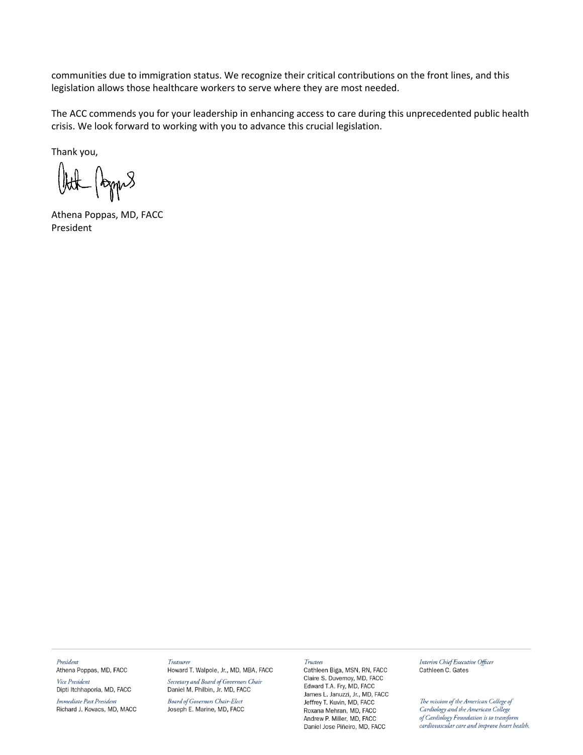communities due to immigration status. We recognize their critical contributions on the front lines, and this legislation allows those healthcare workers to serve where they are most needed.

The ACC commends you for your leadership in enhancing access to care during this unprecedented public health crisis. We look forward to working with you to advance this crucial legislation.

Thank you,

Athena Poppas, MD, FACC
President

*President*
Athena Poppas, MD, FACC

*Vice President*
Dipti Itchhaporia, MD, FACC

*Immediate Past President*
Richard J. Kovacs, MD, MACC

*Treasurer*
Howard T. Walpole, Jr., MD, MBA, FACC

*Secretary and Board of Governors Chair*
Daniel M. Philbin, Jr. MD, FACC

*Board of Governors Chair-Elect*
Joseph E. Marine, MD, FACC

*Trustees*
Cathleen Biga, MSN, RN, FACC
Claire S. Duvernoy, MD, FACC
Edward T.A. Fry, MD, FACC
James L. Januzzi, Jr., MD, FACC
Jeffrey T. Kuvin, MD, FACC
Roxana Mehran, MD, FACC
Andrew P. Miller, MD, FACC
Daniel Jose Piñeiro, MD, FACC

*Interim Chief Executive Officer*
Cathleen C. Gates

*The mission of the American College of Cardiology and the American College of Cardiology Foundation is to transform cardiovascular care and improve heart health.*